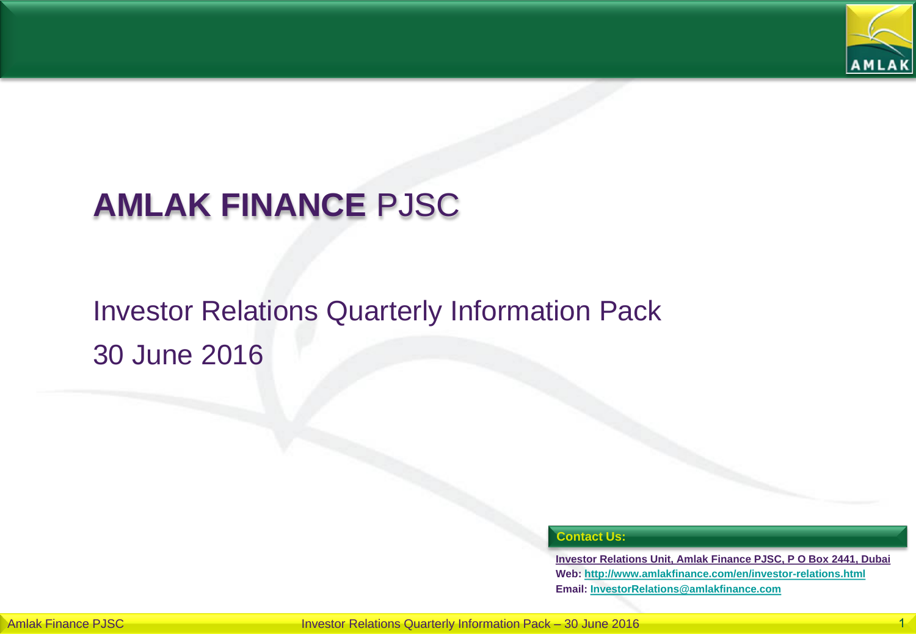# **AMLAK FINANCE** PJSC

## Investor Relations Quarterly Information Pack

## 30 June 2016

**Contact Us:**

**Investor Relations Unit, Amlak Finance PJSC, P O Box 2441, Dubai**

**Web:** **http://www.amlakfinance.com/en/investor-relations.html**

**Email:** **InvestorRelations@amlakfinance.com**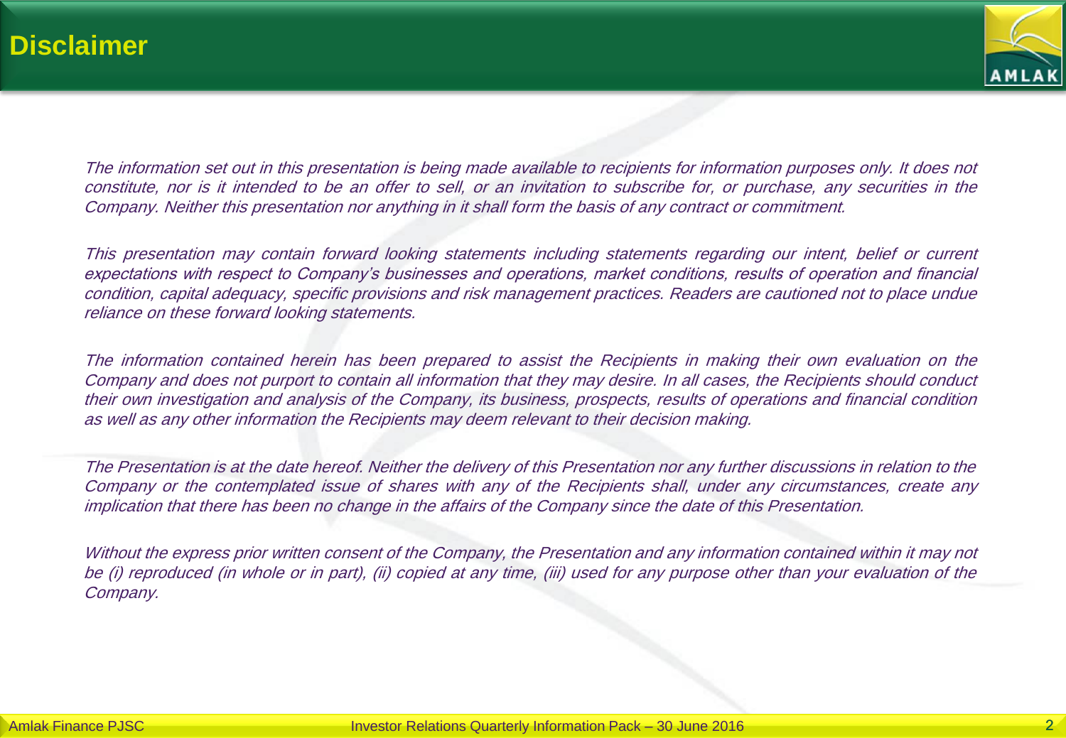# Disclaimer

*The information set out in this presentation is being made available to recipients for information purposes only. It does not constitute, nor is it intended to be an offer to sell, or an invitation to subscribe for, or purchase, any securities in the Company. Neither this presentation nor anything in it shall form the basis of any contract or commitment.*

*This presentation may contain forward looking statements including statements regarding our intent, belief or current expectations with respect to Company's businesses and operations, market conditions, results of operation and financial condition, capital adequacy, specific provisions and risk management practices. Readers are cautioned not to place undue reliance on these forward looking statements.*

*The information contained herein has been prepared to assist the Recipients in making their own evaluation on the Company and does not purport to contain all information that they may desire. In all cases, the Recipients should conduct their own investigation and analysis of the Company, its business, prospects, results of operations and financial condition as well as any other information the Recipients may deem relevant to their decision making.*

*The Presentation is at the date hereof. Neither the delivery of this Presentation nor any further discussions in relation to the Company or the contemplated issue of shares with any of the Recipients shall, under any circumstances, create any implication that there has been no change in the affairs of the Company since the date of this Presentation.*

*Without the express prior written consent of the Company, the Presentation and any information contained within it may not be (i) reproduced (in whole or in part), (ii) copied at any time, (iii) used for any purpose other than your evaluation of the Company.*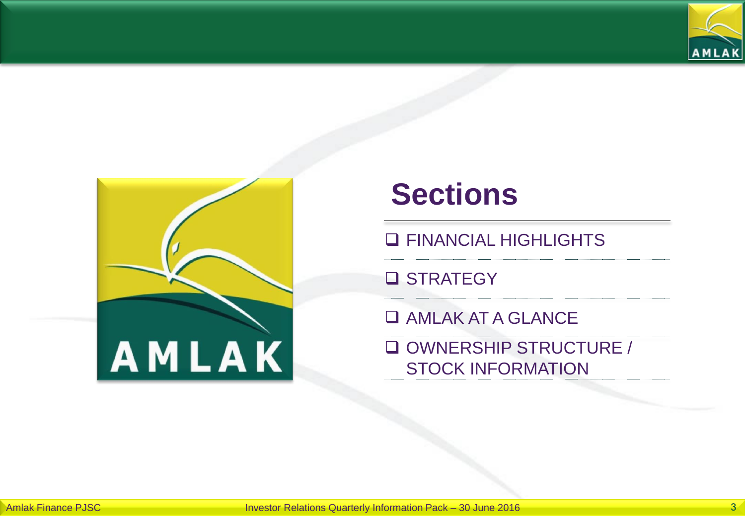# Sections

- FINANCIAL HIGHLIGHTS
- STRATEGY
- AMLAK AT A GLANCE
- OWNERSHIP STRUCTURE / STOCK INFORMATION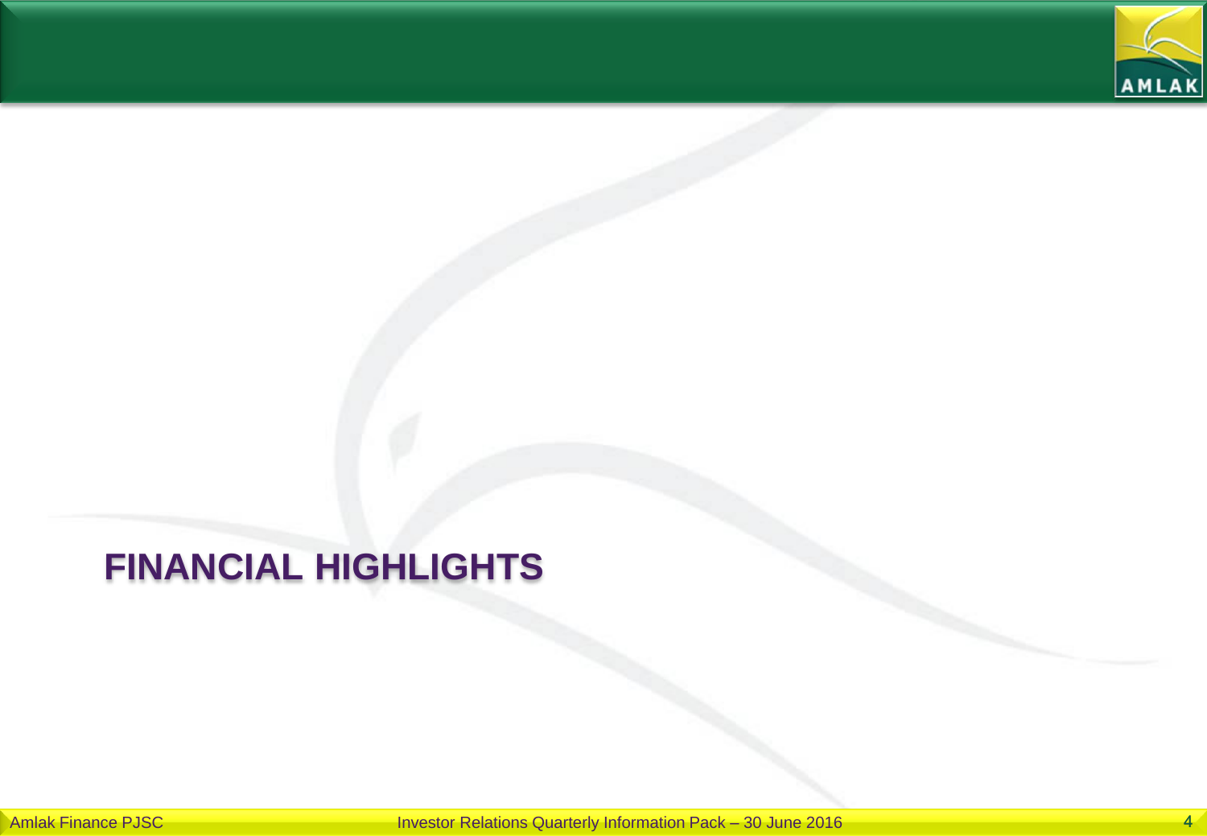# FINANCIAL HIGHLIGHTS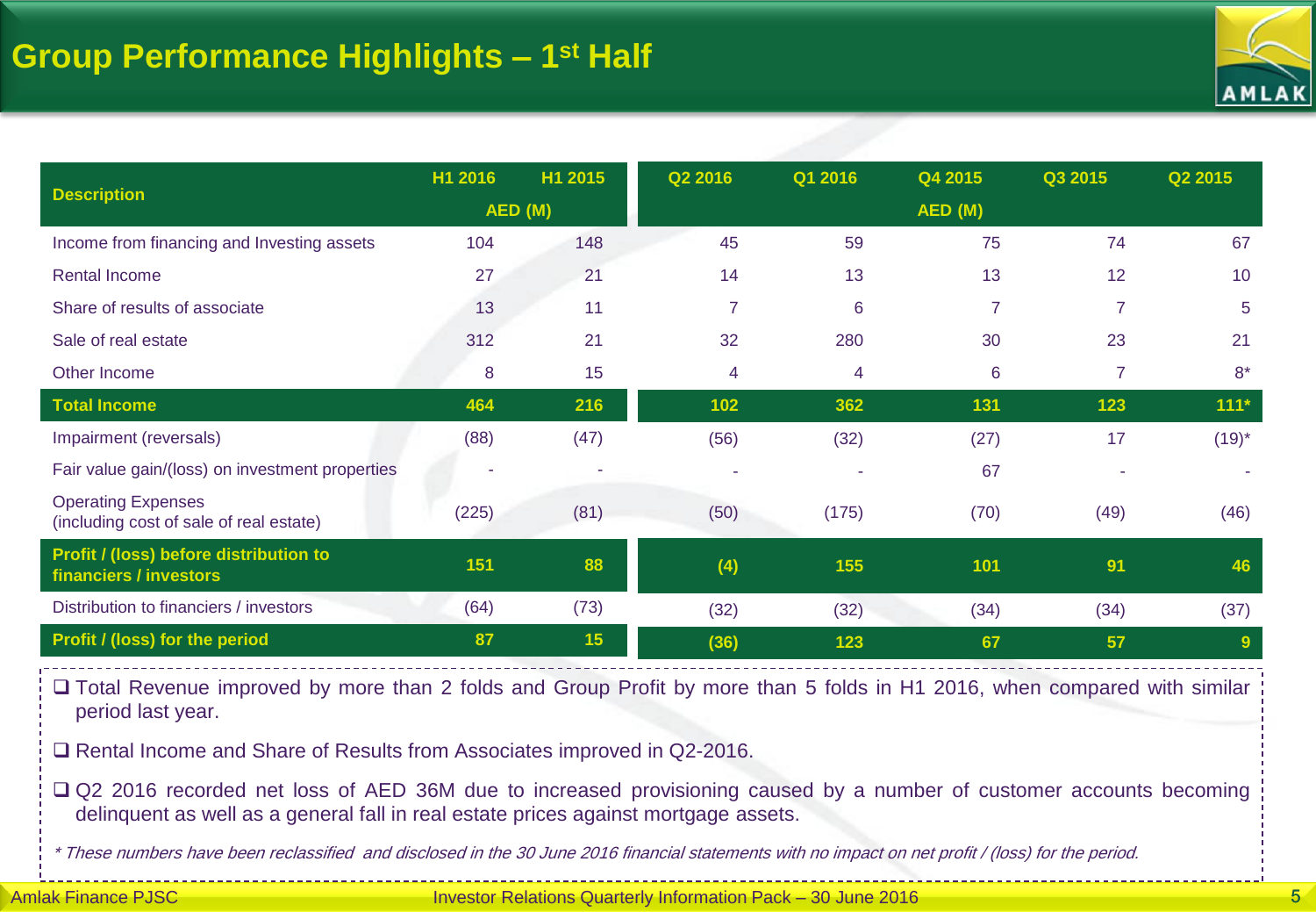# Group Performance Highlights – 1st Half

| Description | H1 2016 | H1 2015 | Q2 2016 | Q1 2016 | Q4 2015 | Q3 2015 | Q2 2015 |
|---|---|---|---|---|---|---|---|
| | AED (M) | | AED (M) | | | | |
| Income from financing and Investing assets | 104 | 148 | 45 | 59 | 75 | 74 | 67 |
| Rental Income | 27 | 21 | 14 | 13 | 13 | 12 | 10 |
| Share of results of associate | 13 | 11 | 7 | 6 | 7 | 7 | 5 |
| Sale of real estate | 312 | 21 | 32 | 280 | 30 | 23 | 21 |
| Other Income | 8 | 15 | 4 | 4 | 6 | 7 | 8* |
| **Total Income** | **464** | **216** | **102** | **362** | **131** | **123** | **111*** |
| Impairment (reversals) | (88) | (47) | (56) | (32) | (27) | 17 | (19)* |
| Fair value gain/(loss) on investment properties | - | - | - | - | 67 | - | - |
| Operating Expenses (including cost of sale of real estate) | (225) | (81) | (50) | (175) | (70) | (49) | (46) |
| **Profit / (loss) before distribution to financiers / investors** | **151** | **88** | **(4)** | **155** | **101** | **91** | **46** |
| Distribution to financiers / investors | (64) | (73) | (32) | (32) | (34) | (34) | (37) |
| **Profit / (loss) for the period** | **87** | **15** | **(36)** | **123** | **67** | **57** | **9** |

- Total Revenue improved by more than 2 folds and Group Profit by more than 5 folds in H1 2016, when compared with similar period last year.
- Rental Income and Share of Results from Associates improved in Q2-2016.
- Q2 2016 recorded net loss of AED 36M due to increased provisioning caused by a number of customer accounts becoming delinquent as well as a general fall in real estate prices against mortgage assets.

*\* These numbers have been reclassified and disclosed in the 30 June 2016 financial statements with no impact on net profit / (loss) for the period.*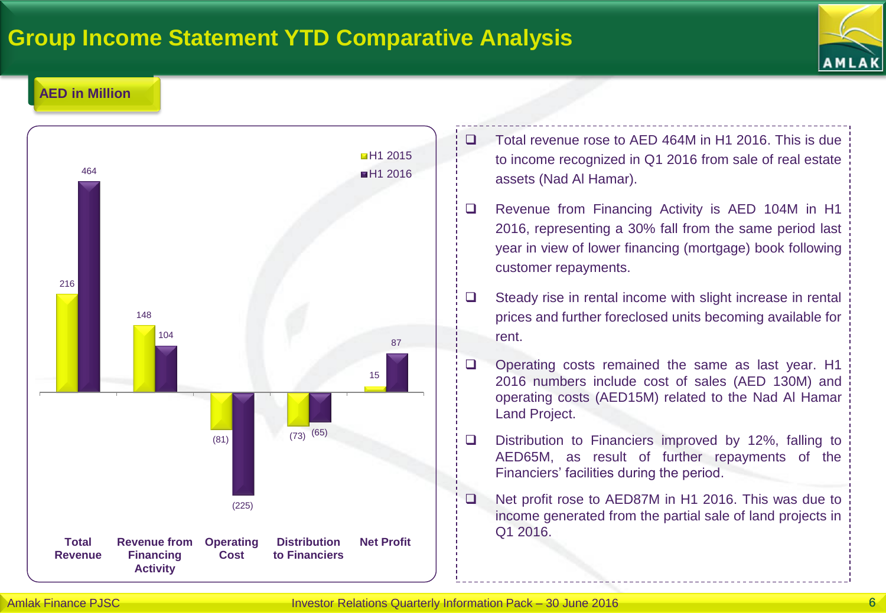# Group Income Statement YTD Comparative Analysis

**AED in Million**

| | H1 2015 | H1 2016 |
|---|---|---|
| Total Revenue | 216 | 464 |
| Revenue from Financing Activity | 148 | 104 |
| Operating Cost | (81) | (225) |
| Distribution to Financiers | (73) | (65) |
| Net Profit | 15 | 87 |

- Total revenue rose to AED 464M in H1 2016. This is due to income recognized in Q1 2016 from sale of real estate assets (Nad Al Hamar).
- Revenue from Financing Activity is AED 104M in H1 2016, representing a 30% fall from the same period last year in view of lower financing (mortgage) book following customer repayments.
- Steady rise in rental income with slight increase in rental prices and further foreclosed units becoming available for rent.
- Operating costs remained the same as last year. H1 2016 numbers include cost of sales (AED 130M) and operating costs (AED15M) related to the Nad Al Hamar Land Project.
- Distribution to Financiers improved by 12%, falling to AED65M, as result of further repayments of the Financiers' facilities during the period.
- Net profit rose to AED87M in H1 2016. This was due to income generated from the partial sale of land projects in Q1 2016.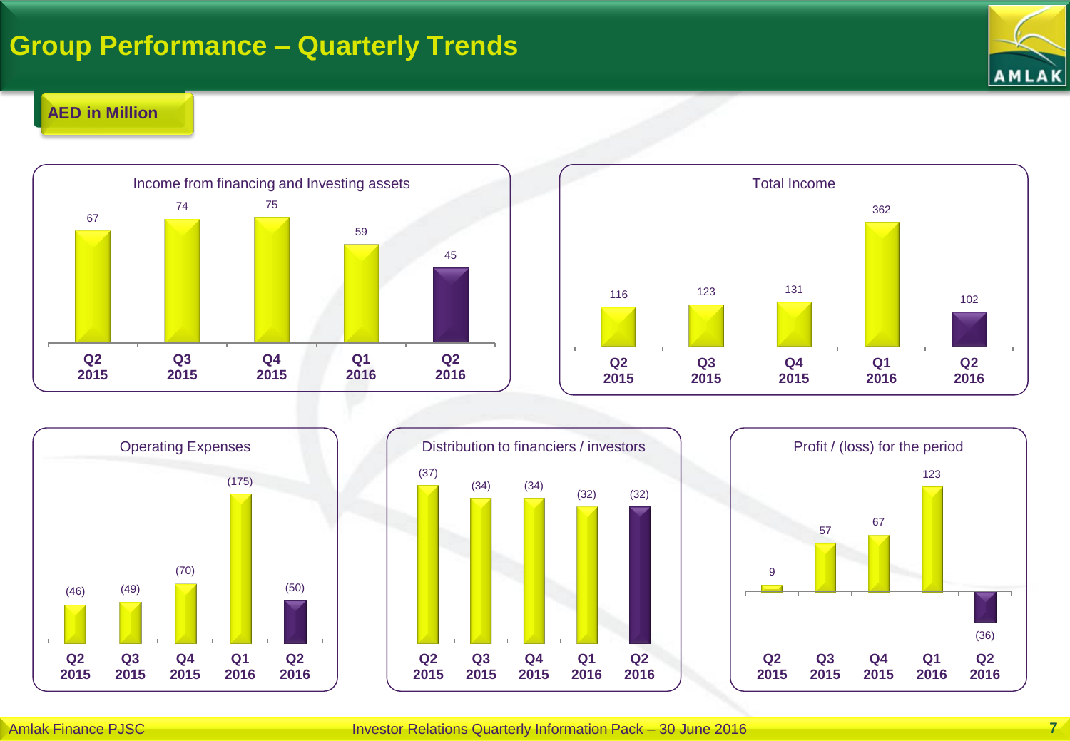# Group Performance – Quarterly Trends

**AED in Million**

### Income from financing and Investing assets

| Q2 2015 | Q3 2015 | Q4 2015 | Q1 2016 | Q2 2016 |
|---|---|---|---|---|
| 67 | 74 | 75 | 59 | 45 |

### Total Income

| Q2 2015 | Q3 2015 | Q4 2015 | Q1 2016 | Q2 2016 |
|---|---|---|---|---|
| 116 | 123 | 131 | 362 | 102 |

### Operating Expenses

| Q2 2015 | Q3 2015 | Q4 2015 | Q1 2016 | Q2 2016 |
|---|---|---|---|---|
| (46) | (49) | (70) | (175) | (50) |

### Distribution to financiers / investors

| Q2 2015 | Q3 2015 | Q4 2015 | Q1 2016 | Q2 2016 |
|---|---|---|---|---|
| (37) | (34) | (34) | (32) | (32) |

### Profit / (loss) for the period

| Q2 2015 | Q3 2015 | Q4 2015 | Q1 2016 | Q2 2016 |
|---|---|---|---|---|
| 9 | 57 | 67 | 123 | (36) |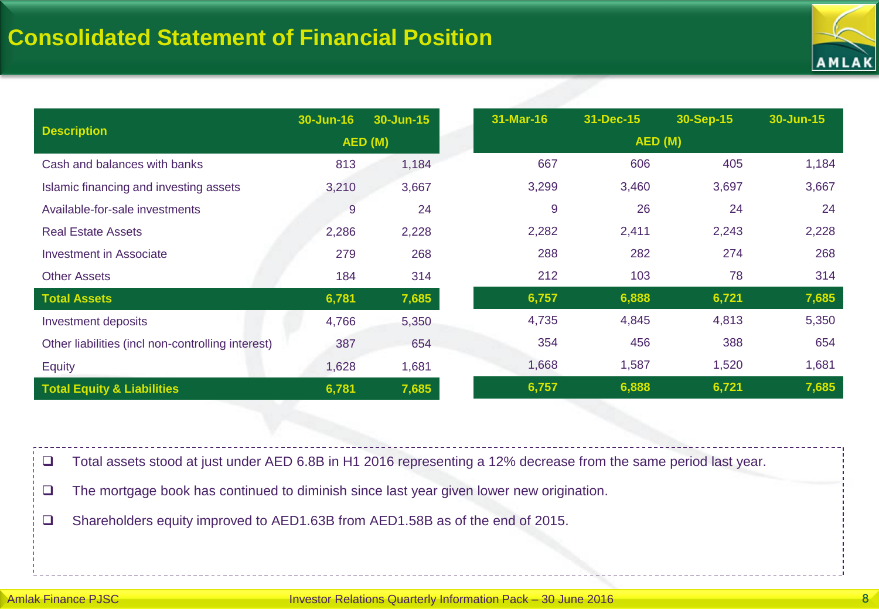# Consolidated Statement of Financial Position

| Description | 30-Jun-16 | 30-Jun-15 |
|---|---|---|
| | AED (M) | |
| Cash and balances with banks | 813 | 1,184 |
| Islamic financing and investing assets | 3,210 | 3,667 |
| Available-for-sale investments | 9 | 24 |
| Real Estate Assets | 2,286 | 2,228 |
| Investment in Associate | 279 | 268 |
| Other Assets | 184 | 314 |
| **Total Assets** | **6,781** | **7,685** |
| Investment deposits | 4,766 | 5,350 |
| Other liabilities (incl non-controlling interest) | 387 | 654 |
| Equity | 1,628 | 1,681 |
| **Total Equity & Liabilities** | **6,781** | **7,685** |

| 31-Mar-16 | 31-Dec-15 | 30-Sep-15 | 30-Jun-15 |
|---|---|---|---|
| AED (M) | | | |
| 667 | 606 | 405 | 1,184 |
| 3,299 | 3,460 | 3,697 | 3,667 |
| 9 | 26 | 24 | 24 |
| 2,282 | 2,411 | 2,243 | 2,228 |
| 288 | 282 | 274 | 268 |
| 212 | 103 | 78 | 314 |
| **6,757** | **6,888** | **6,721** | **7,685** |
| 4,735 | 4,845 | 4,813 | 5,350 |
| 354 | 456 | 388 | 654 |
| 1,668 | 1,587 | 1,520 | 1,681 |
| **6,757** | **6,888** | **6,721** | **7,685** |

- Total assets stood at just under AED 6.8B in H1 2016 representing a 12% decrease from the same period last year.
- The mortgage book has continued to diminish since last year given lower new origination.
- Shareholders equity improved to AED1.63B from AED1.58B as of the end of 2015.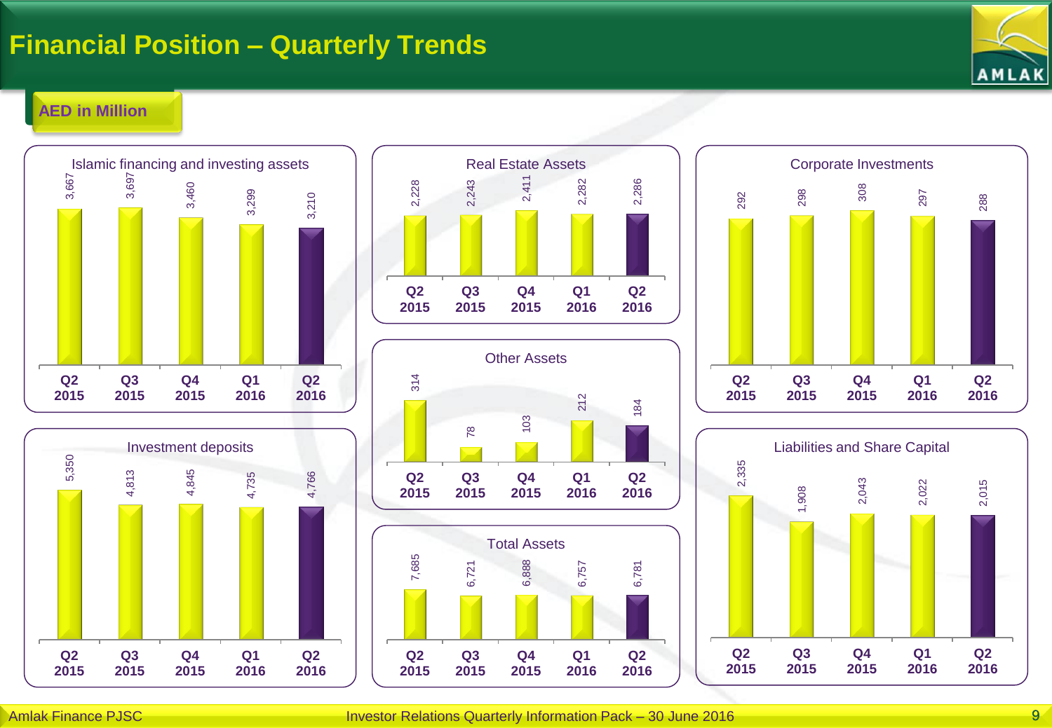# Financial Position – Quarterly Trends

**AED in Million**

### Islamic financing and investing assets

| Q2 2015 | Q3 2015 | Q4 2015 | Q1 2016 | Q2 2016 |
|---|---|---|---|---|
| 3,667 | 3,697 | 3,460 | 3,299 | 3,210 |

### Real Estate Assets

| Q2 2015 | Q3 2015 | Q4 2015 | Q1 2016 | Q2 2016 |
|---|---|---|---|---|
| 2,228 | 2,243 | 2,411 | 2,282 | 2,286 |

### Corporate Investments

| Q2 2015 | Q3 2015 | Q4 2015 | Q1 2016 | Q2 2016 |
|---|---|---|---|---|
| 292 | 298 | 308 | 297 | 288 |

### Other Assets

| Q2 2015 | Q3 2015 | Q4 2015 | Q1 2016 | Q2 2016 |
|---|---|---|---|---|
| 314 | 78 | 103 | 212 | 184 |

### Investment deposits

| Q2 2015 | Q3 2015 | Q4 2015 | Q1 2016 | Q2 2016 |
|---|---|---|---|---|
| 5,350 | 4,813 | 4,845 | 4,735 | 4,766 |

### Total Assets

| Q2 2015 | Q3 2015 | Q4 2015 | Q1 2016 | Q2 2016 |
|---|---|---|---|---|
| 7,685 | 6,721 | 6,888 | 6,757 | 6,781 |

### Liabilities and Share Capital

| Q2 2015 | Q3 2015 | Q4 2015 | Q1 2016 | Q2 2016 |
|---|---|---|---|---|
| 2,335 | 1,908 | 2,043 | 2,022 | 2,015 |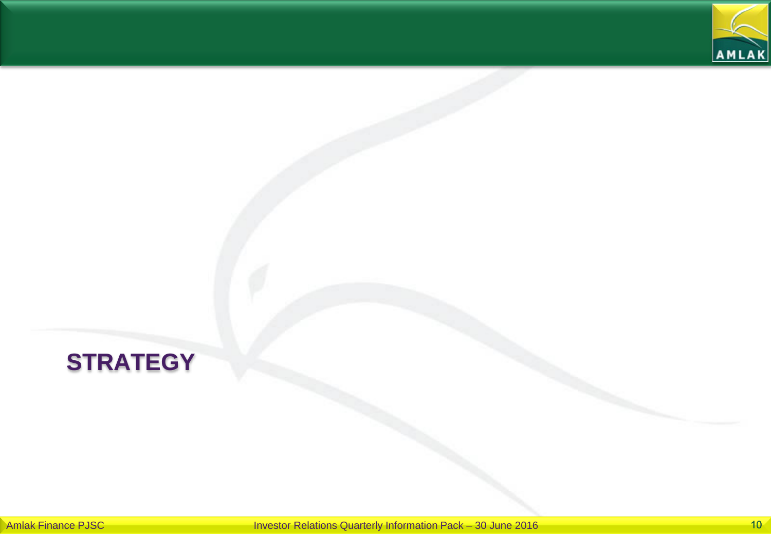# STRATEGY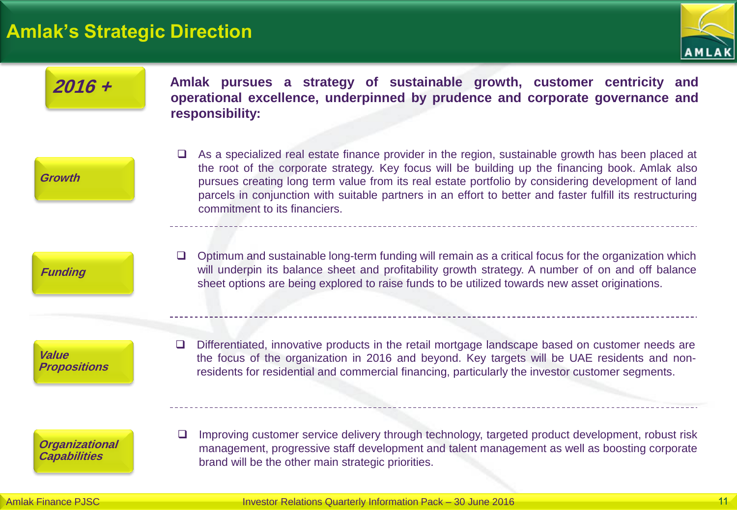# Amlak's Strategic Direction

***2016 +***

**Amlak pursues a strategy of sustainable growth, customer centricity and operational excellence, underpinned by prudence and corporate governance and responsibility:**

***Growth***

- As a specialized real estate finance provider in the region, sustainable growth has been placed at the root of the corporate strategy. Key focus will be building up the financing book. Amlak also pursues creating long term value from its real estate portfolio by considering development of land parcels in conjunction with suitable partners in an effort to better and faster fulfill its restructuring commitment to its financiers.

***Funding***

- Optimum and sustainable long-term funding will remain as a critical focus for the organization which will underpin its balance sheet and profitability growth strategy. A number of on and off balance sheet options are being explored to raise funds to be utilized towards new asset originations.

***Value Propositions***

- Differentiated, innovative products in the retail mortgage landscape based on customer needs are the focus of the organization in 2016 and beyond. Key targets will be UAE residents and non-residents for residential and commercial financing, particularly the investor customer segments.

***Organizational Capabilities***

- Improving customer service delivery through technology, targeted product development, robust risk management, progressive staff development and talent management as well as boosting corporate brand will be the other main strategic priorities.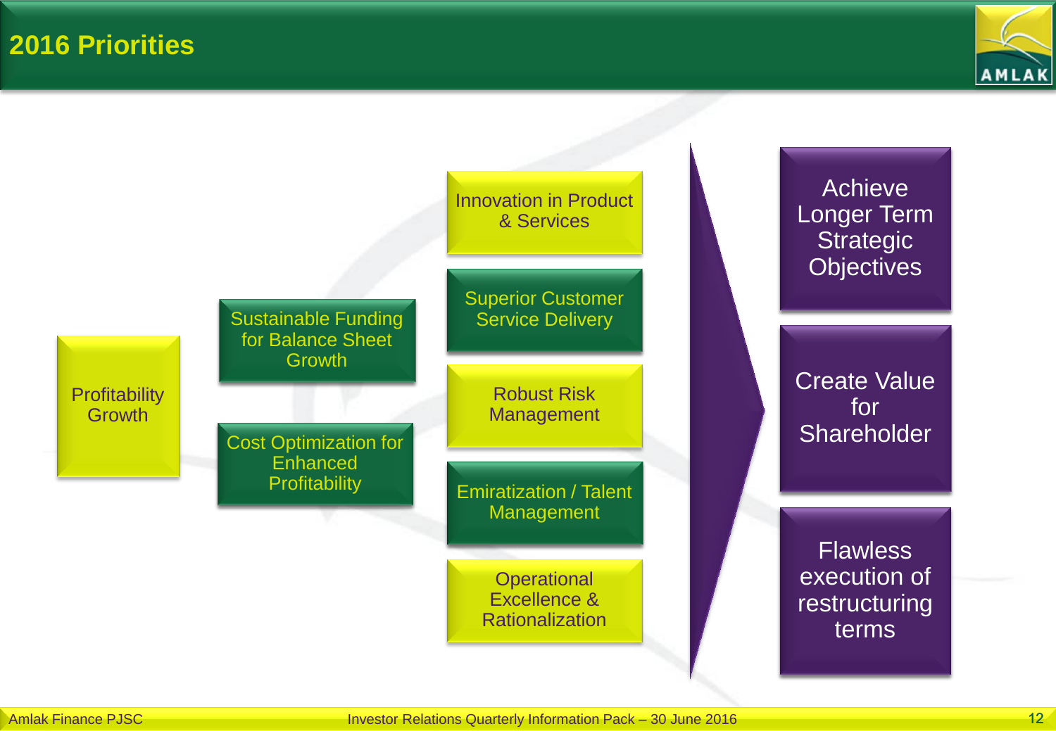# 2016 Priorities

- Profitability Growth
  - Sustainable Funding for Balance Sheet Growth
  - Cost Optimization for Enhanced Profitability
    - Innovation in Product & Services
    - Superior Customer Service Delivery
    - Robust Risk Management
    - Emiratization / Talent Management
    - Operational Excellence & Rationalization
      - Achieve Longer Term Strategic Objectives
      - Create Value for Shareholder
      - Flawless execution of restructuring terms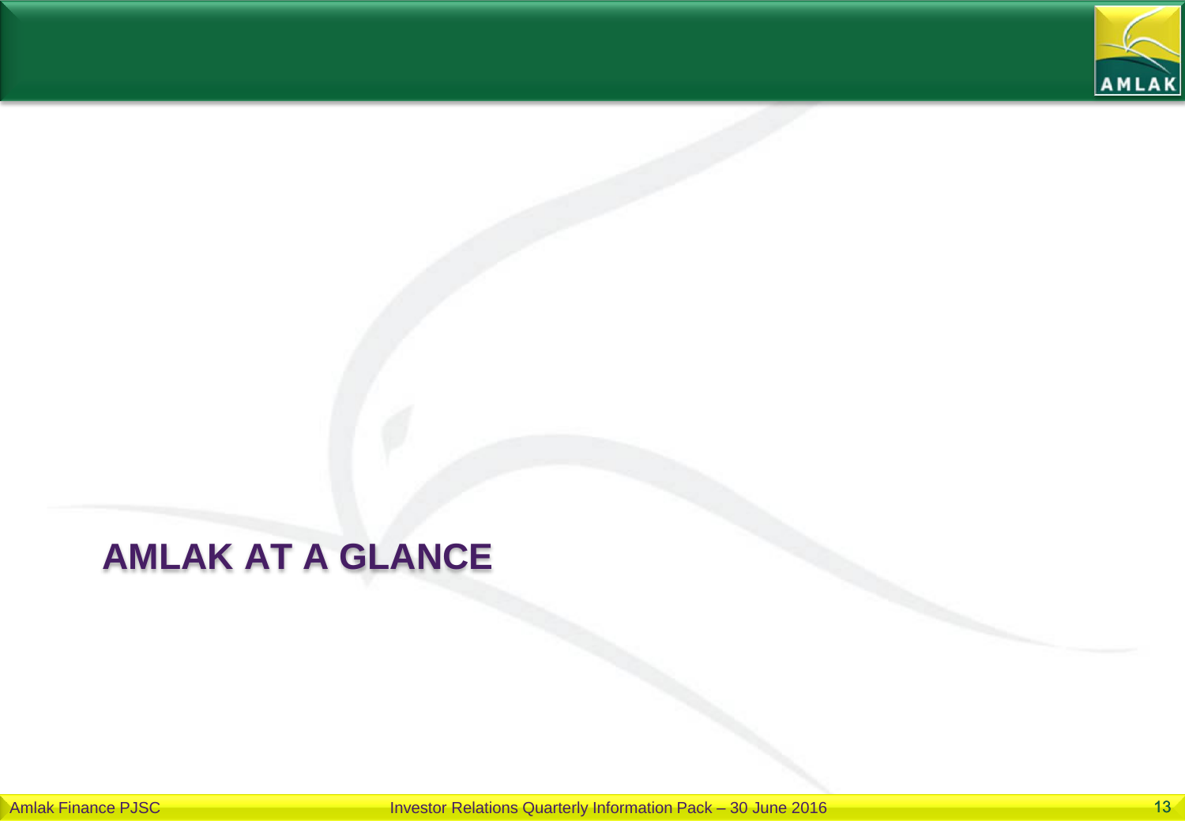# AMLAK AT A GLANCE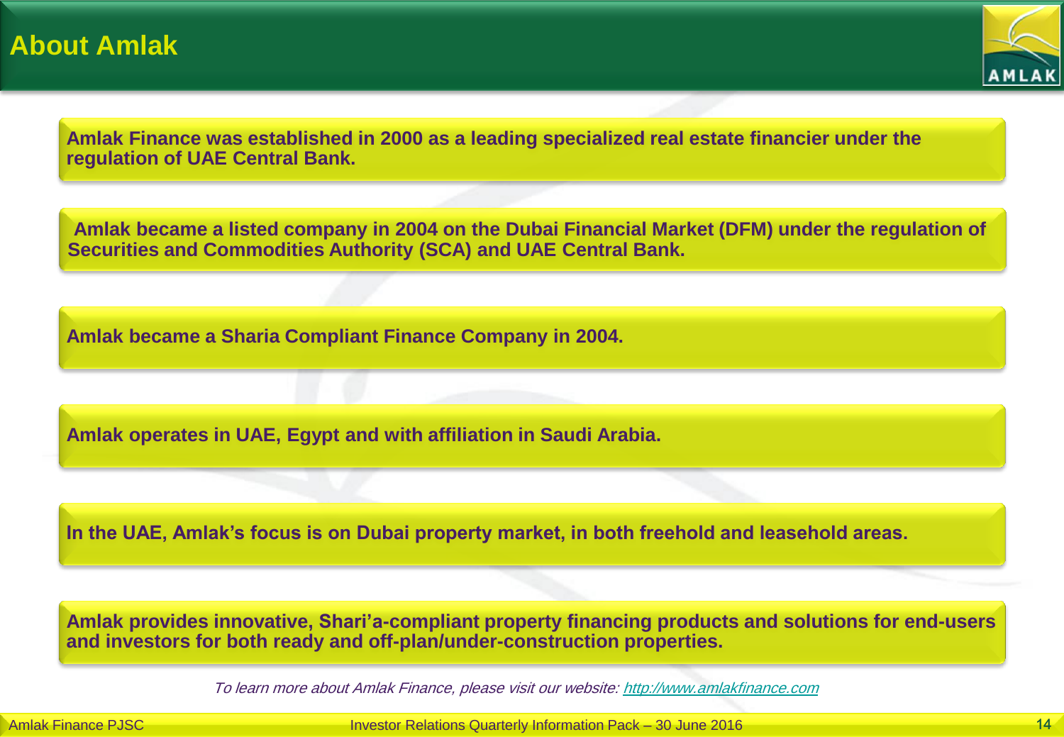# About Amlak

**Amlak Finance was established in 2000 as a leading specialized real estate financier under the regulation of UAE Central Bank.**

**Amlak became a listed company in 2004 on the Dubai Financial Market (DFM) under the regulation of Securities and Commodities Authority (SCA) and UAE Central Bank.**

**Amlak became a Sharia Compliant Finance Company in 2004.**

**Amlak operates in UAE, Egypt and with affiliation in Saudi Arabia.**

**In the UAE, Amlak's focus is on Dubai property market, in both freehold and leasehold areas.**

**Amlak provides innovative, Shari'a-compliant property financing products and solutions for end-users and investors for both ready and off-plan/under-construction properties.**

*To learn more about Amlak Finance, please visit our website: [http://www.amlakfinance.com](http://www.amlakfinance.com)*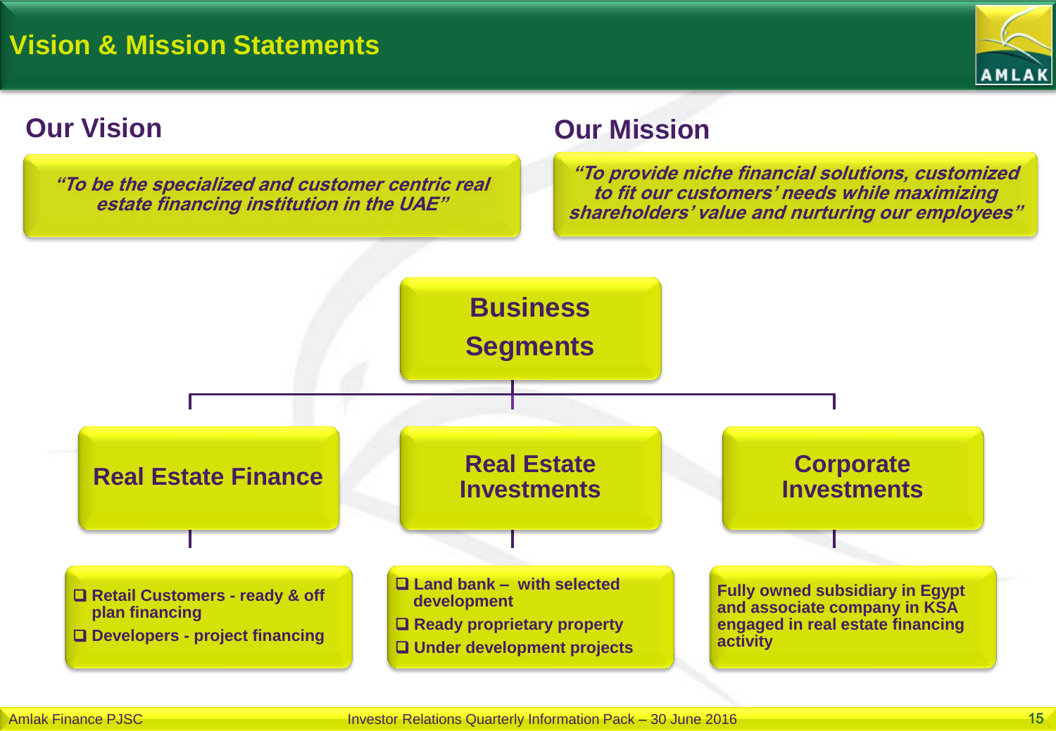# Vision & Mission Statements

## Our Vision

*"To be the specialized and customer centric real estate financing institution in the UAE"*

## Our Mission

*"To provide niche financial solutions, customized to fit our customers' needs while maximizing shareholders' value and nurturing our employees"*

## Business Segments

### Real Estate Finance

- Retail Customers - ready & off plan financing
- Developers - project financing

### Real Estate Investments

- Land bank – with selected development
- Ready proprietary property
- Under development projects

### Corporate Investments

Fully owned subsidiary in Egypt and associate company in KSA engaged in real estate financing activity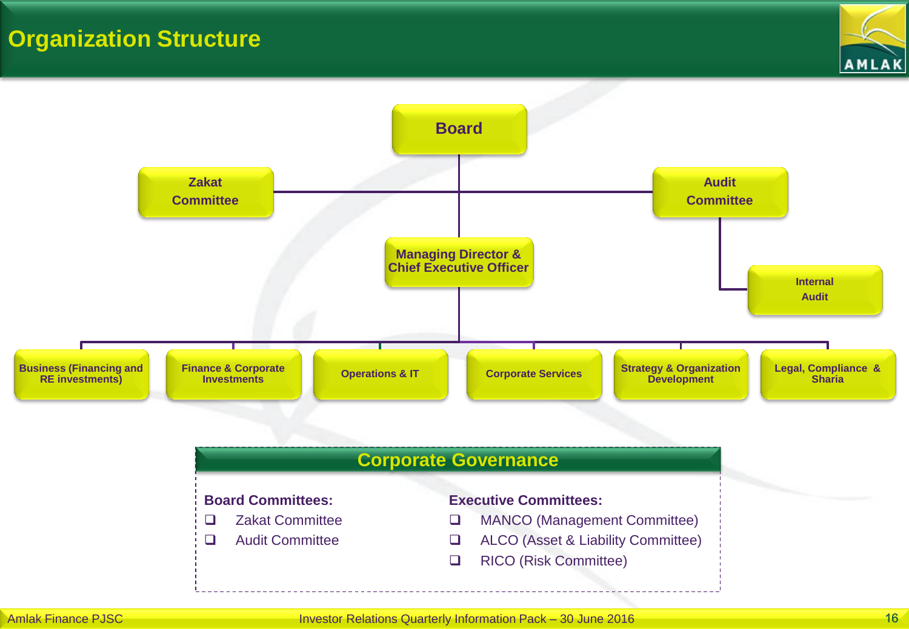# Organization Structure

- **Board**
  - Zakat Committee
  - Audit Committee
    - Internal Audit
  - Managing Director & Chief Executive Officer
    - Business (Financing and RE investments)
    - Finance & Corporate Investments
    - Operations & IT
    - Corporate Services
    - Strategy & Organization Development
    - Legal, Compliance & Sharia

## Corporate Governance

**Board Committees:**

- Zakat Committee
- Audit Committee

**Executive Committees:**

- MANCO (Management Committee)
- ALCO (Asset & Liability Committee)
- RICO (Risk Committee)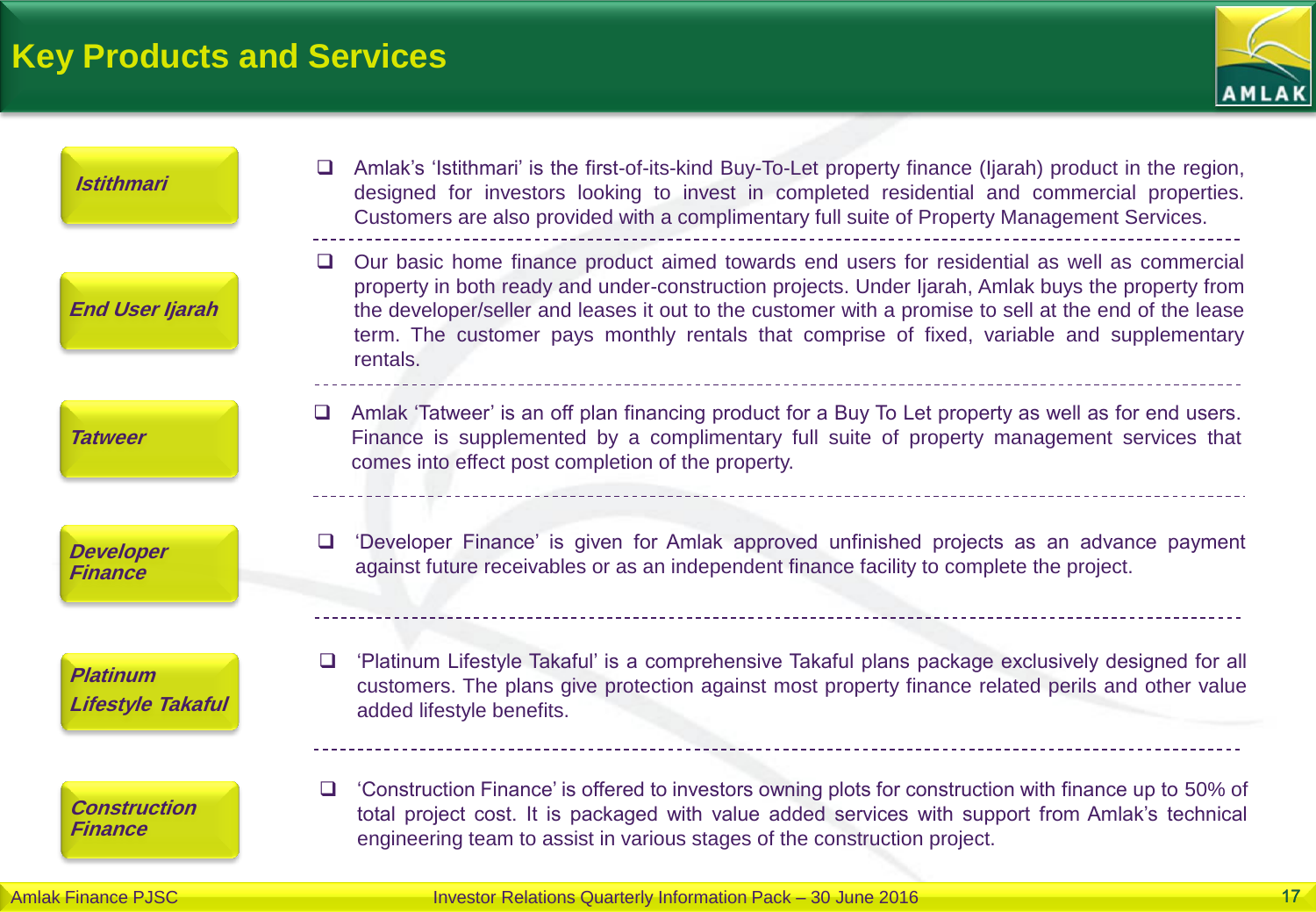# Key Products and Services

**Istithmari**

- Amlak's 'Istithmari' is the first-of-its-kind Buy-To-Let property finance (Ijarah) product in the region, designed for investors looking to invest in completed residential and commercial properties. Customers are also provided with a complimentary full suite of Property Management Services.

**End User Ijarah**

- Our basic home finance product aimed towards end users for residential as well as commercial property in both ready and under-construction projects. Under Ijarah, Amlak buys the property from the developer/seller and leases it out to the customer with a promise to sell at the end of the lease term. The customer pays monthly rentals that comprise of fixed, variable and supplementary rentals.

**Tatweer**

- Amlak 'Tatweer' is an off plan financing product for a Buy To Let property as well as for end users. Finance is supplemented by a complimentary full suite of property management services that comes into effect post completion of the property.

**Developer Finance**

- 'Developer Finance' is given for Amlak approved unfinished projects as an advance payment against future receivables or as an independent finance facility to complete the project.

**Platinum Lifestyle Takaful**

- 'Platinum Lifestyle Takaful' is a comprehensive Takaful plans package exclusively designed for all customers. The plans give protection against most property finance related perils and other value added lifestyle benefits.

**Construction Finance**

- 'Construction Finance' is offered to investors owning plots for construction with finance up to 50% of total project cost. It is packaged with value added services with support from Amlak's technical engineering team to assist in various stages of the construction project.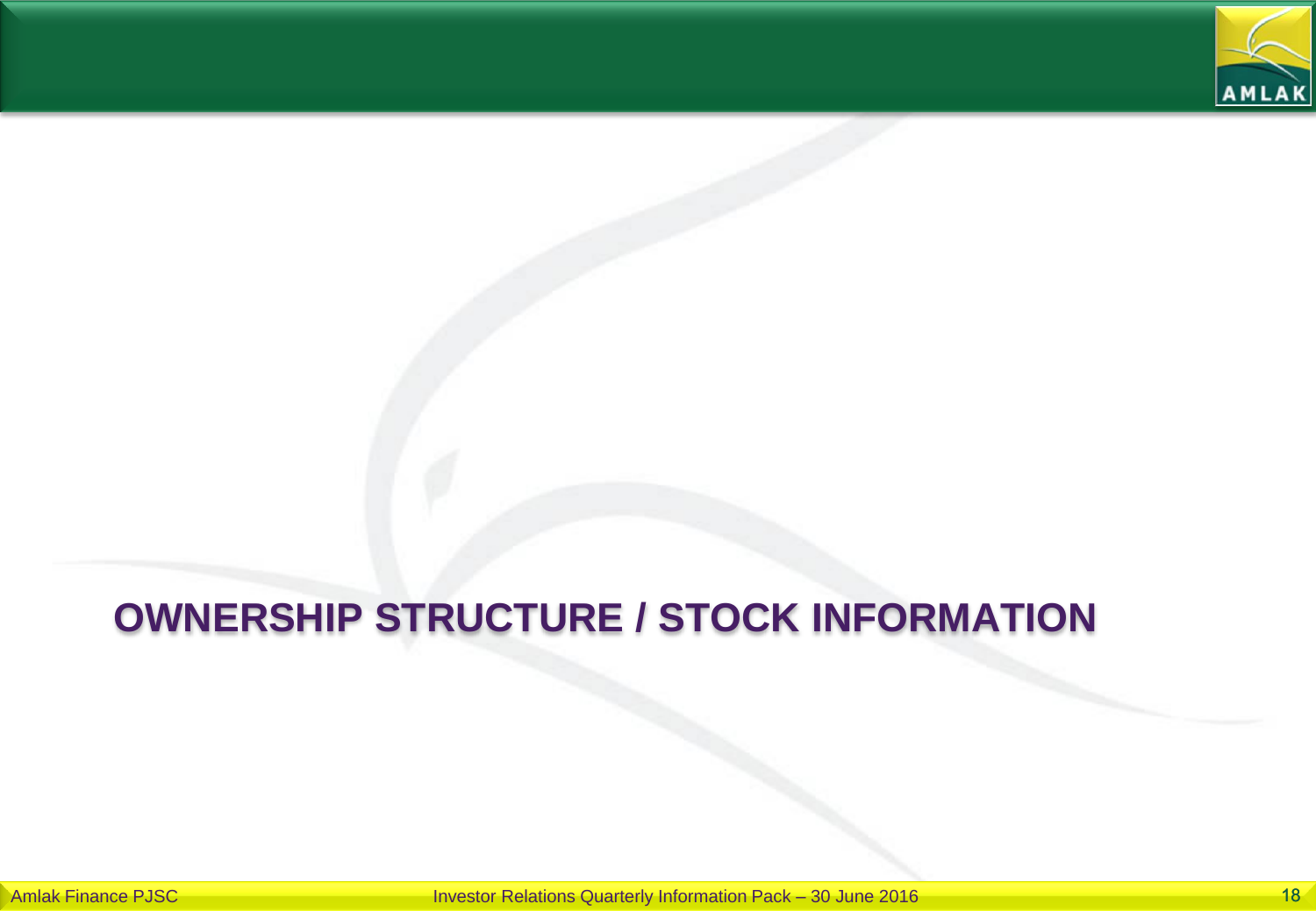# OWNERSHIP STRUCTURE / STOCK INFORMATION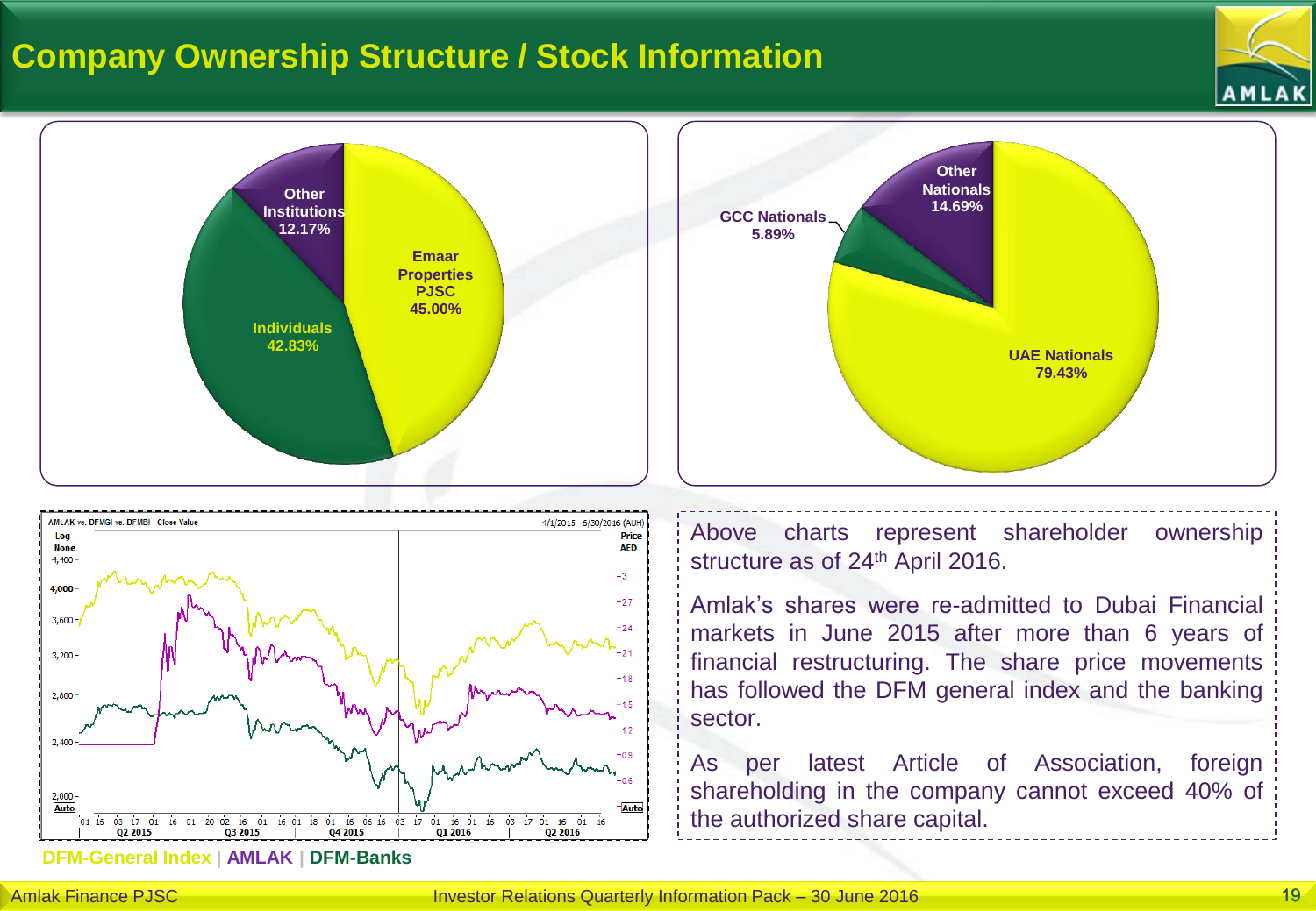# Company Ownership Structure / Stock Information

Other Institutions 12.17%

Emaar Properties PJSC 45.00%

Individuals 42.83%

Other Nationals 14.69%

GCC Nationals 5.89%

UAE Nationals 79.43%

AMLAK vs. DFMGI vs. DFMBI - Close Value

4/1/2015 - 6/30/2016 (AUH)

Log

None

Price

AED

4,400

4,000

3,600

3,200

2,800

2,400

2,000

Auto

3

2.7

2.4

2.1

1.8

1.5

1.2

0.9

0.6

Auto

Q2 2015

Q3 2015

Q4 2015

Q1 2016

Q2 2016

DFM-General Index | AMLAK | DFM-Banks

Above charts represent shareholder ownership structure as of 24th April 2016.

Amlak's shares were re-admitted to Dubai Financial markets in June 2015 after more than 6 years of financial restructuring. The share price movements has followed the DFM general index and the banking sector.

As per latest Article of Association, foreign shareholding in the company cannot exceed 40% of the authorized share capital.